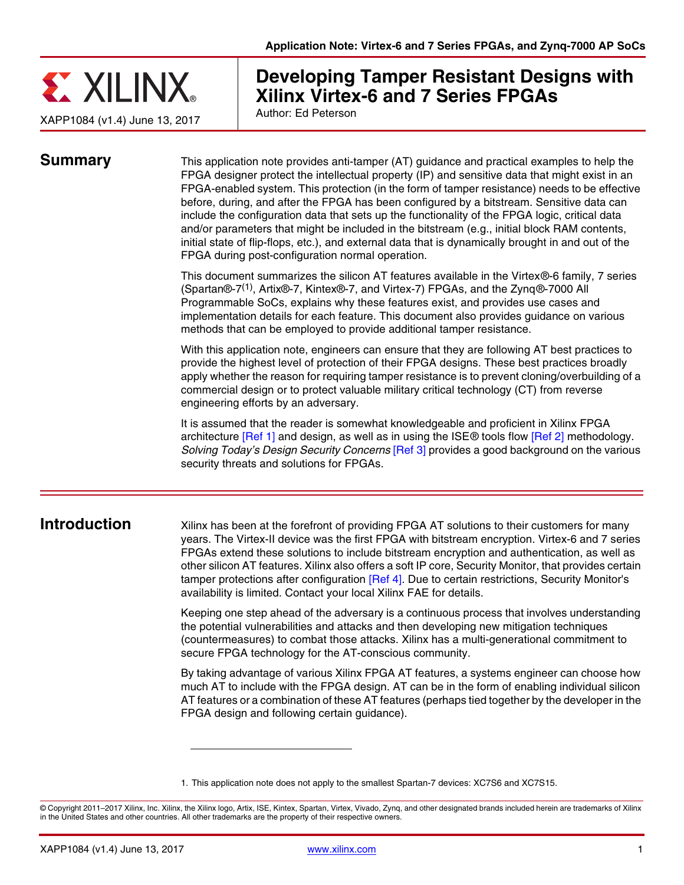Application Note: Virtex-6 and 7 Series FPGAs, and Zynq-7000 AP SoCs

XAPP1084 (v1.4) June 13, 2017

# Developing Tamper Resistant Designs with Xilinx Virtex-6 and 7 Series FPGAs

Author: Ed Peterson

## Summary

This application note provides anti-tamper (AT) guidance and practical examples to help the FPGA designer protect the intellectual property (IP) and sensitive data that might exist in an FPGA-enabled system. This protection (in the form of tamper resistance) needs to be effective before, during, and after the FPGA has been configured by a bitstream. Sensitive data can include the configuration data that sets up the functionality of the FPGA logic, critical data and/or parameters that might be included in the bitstream (e.g., initial block RAM contents, initial state of flip-flops, etc.), and external data that is dynamically brought in and out of the FPGA during post-configuration normal operation.

This document summarizes the silicon AT features available in the Virtex®-6 family, 7 series (Spartan®-7[1], Artix®-7, Kintex®-7, and Virtex-7) FPGAs, and the Zynq®-7000 All Programmable SoCs, explains why these features exist, and provides use cases and implementation details for each feature. This document also provides guidance on various methods that can be employed to provide additional tamper resistance.

With this application note, engineers can ensure that they are following AT best practices to provide the highest level of protection of their FPGA designs. These best practices broadly apply whether the reason for requiring tamper resistance is to prevent cloning/overbuilding of a commercial design or to protect valuable military critical technology (CT) from reverse engineering efforts by an adversary.

It is assumed that the reader is somewhat knowledgeable and proficient in Xilinx FPGA architecture [Ref 1] and design, as well as in using the ISE® tools flow [Ref 2] methodology. *Solving Today's Design Security Concerns* [Ref 3] provides a good background on the various security threats and solutions for FPGAs.

## Introduction

Xilinx has been at the forefront of providing FPGA AT solutions to their customers for many years. The Virtex-II device was the first FPGA with bitstream encryption. Virtex-6 and 7 series FPGAs extend these solutions to include bitstream encryption and authentication, as well as other silicon AT features. Xilinx also offers a soft IP core, Security Monitor, that provides certain tamper protections after configuration [Ref 4]. Due to certain restrictions, Security Monitor's availability is limited. Contact your local Xilinx FAE for details.

Keeping one step ahead of the adversary is a continuous process that involves understanding the potential vulnerabilities and attacks and then developing new mitigation techniques (countermeasures) to combat those attacks. Xilinx has a multi-generational commitment to secure FPGA technology for the AT-conscious community.

By taking advantage of various Xilinx FPGA AT features, a systems engineer can choose how much AT to include with the FPGA design. AT can be in the form of enabling individual silicon AT features or a combination of these AT features (perhaps tied together by the developer in the FPGA design and following certain guidance).

1. This application note does not apply to the smallest Spartan-7 devices: XC7S6 and XC7S15.

© Copyright 2011–2017 Xilinx, Inc. Xilinx, the Xilinx logo, Artix, ISE, Kintex, Spartan, Virtex, Vivado, Zynq, and other designated brands included herein are trademarks of Xilinx in the United States and other countries. All other trademarks are the property of their respective owners.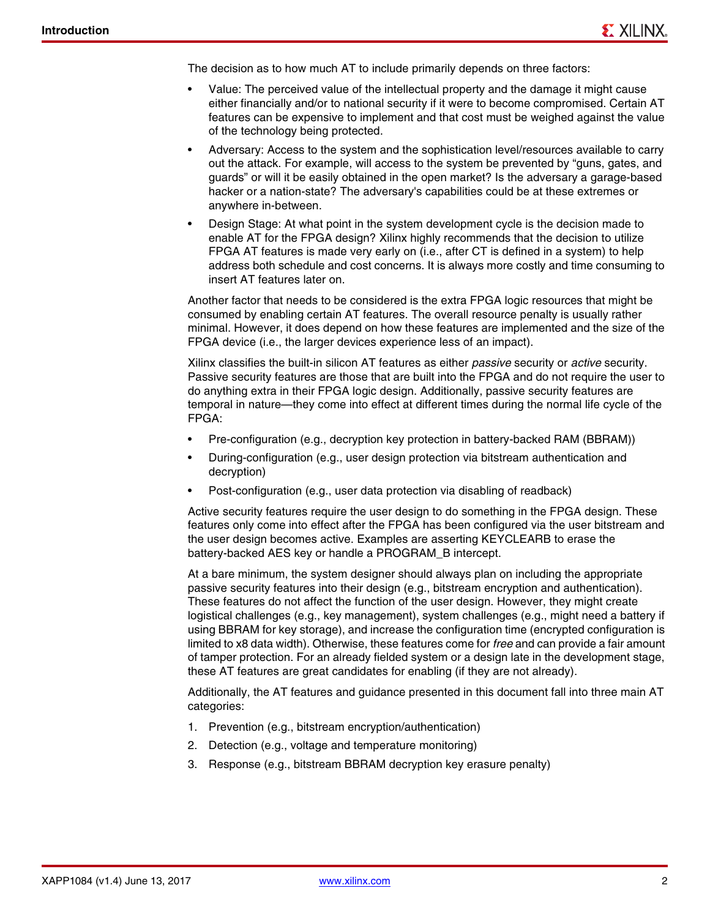The decision as to how much AT to include primarily depends on three factors:

- Value: The perceived value of the intellectual property and the damage it might cause either financially and/or to national security if it were to become compromised. Certain AT features can be expensive to implement and that cost must be weighed against the value of the technology being protected.
- Adversary: Access to the system and the sophistication level/resources available to carry out the attack. For example, will access to the system be prevented by "guns, gates, and guards" or will it be easily obtained in the open market? Is the adversary a garage-based hacker or a nation-state? The adversary's capabilities could be at these extremes or anywhere in-between.
- Design Stage: At what point in the system development cycle is the decision made to enable AT for the FPGA design? Xilinx highly recommends that the decision to utilize FPGA AT features is made very early on (i.e., after CT is defined in a system) to help address both schedule and cost concerns. It is always more costly and time consuming to insert AT features later on.

Another factor that needs to be considered is the extra FPGA logic resources that might be consumed by enabling certain AT features. The overall resource penalty is usually rather minimal. However, it does depend on how these features are implemented and the size of the FPGA device (i.e., the larger devices experience less of an impact).

Xilinx classifies the built-in silicon AT features as either *passive* security or *active* security. Passive security features are those that are built into the FPGA and do not require the user to do anything extra in their FPGA logic design. Additionally, passive security features are temporal in nature—they come into effect at different times during the normal life cycle of the FPGA:

- Pre-configuration (e.g., decryption key protection in battery-backed RAM (BBRAM))
- During-configuration (e.g., user design protection via bitstream authentication and decryption)
- Post-configuration (e.g., user data protection via disabling of readback)

Active security features require the user design to do something in the FPGA design. These features only come into effect after the FPGA has been configured via the user bitstream and the user design becomes active. Examples are asserting KEYCLEARB to erase the battery-backed AES key or handle a PROGRAM_B intercept.

At a bare minimum, the system designer should always plan on including the appropriate passive security features into their design (e.g., bitstream encryption and authentication). These features do not affect the function of the user design. However, they might create logistical challenges (e.g., key management), system challenges (e.g., might need a battery if using BBRAM for key storage), and increase the configuration time (encrypted configuration is limited to x8 data width). Otherwise, these features come for *free* and can provide a fair amount of tamper protection. For an already fielded system or a design late in the development stage, these AT features are great candidates for enabling (if they are not already).

Additionally, the AT features and guidance presented in this document fall into three main AT categories:

1. Prevention (e.g., bitstream encryption/authentication)
2. Detection (e.g., voltage and temperature monitoring)
3. Response (e.g., bitstream BBRAM decryption key erasure penalty)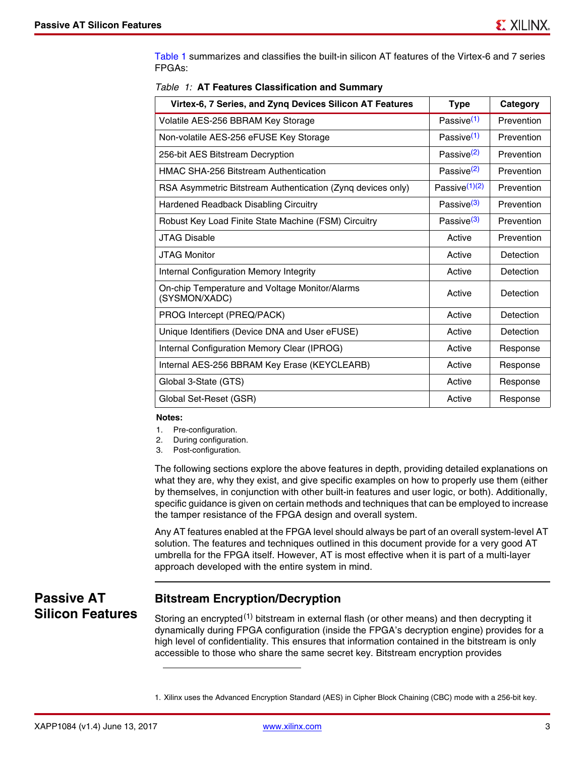Table 1 summarizes and classifies the built-in silicon AT features of the Virtex-6 and 7 series FPGAs:

*Table 1:* **AT Features Classification and Summary**

| Virtex-6, 7 Series, and Zynq Devices Silicon AT Features | Type | Category |
|---|---|---|
| Volatile AES-256 BBRAM Key Storage | Passive[1] | Prevention |
| Non-volatile AES-256 eFUSE Key Storage | Passive[1] | Prevention |
| 256-bit AES Bitstream Decryption | Passive[2] | Prevention |
| HMAC SHA-256 Bitstream Authentication | Passive[2] | Prevention |
| RSA Asymmetric Bitstream Authentication (Zynq devices only) | Passive[1][2] | Prevention |
| Hardened Readback Disabling Circuitry | Passive[3] | Prevention |
| Robust Key Load Finite State Machine (FSM) Circuitry | Passive[3] | Prevention |
| JTAG Disable | Active | Prevention |
| JTAG Monitor | Active | Detection |
| Internal Configuration Memory Integrity | Active | Detection |
| On-chip Temperature and Voltage Monitor/Alarms (SYSMON/XADC) | Active | Detection |
| PROG Intercept (PREQ/PACK) | Active | Detection |
| Unique Identifiers (Device DNA and User eFUSE) | Active | Detection |
| Internal Configuration Memory Clear (IPROG) | Active | Response |
| Internal AES-256 BBRAM Key Erase (KEYCLEARB) | Active | Response |
| Global 3-State (GTS) | Active | Response |
| Global Set-Reset (GSR) | Active | Response |

**Notes:**

1. Pre-configuration.
2. During configuration.
3. Post-configuration.

The following sections explore the above features in depth, providing detailed explanations on what they are, why they exist, and give specific examples on how to properly use them (either by themselves, in conjunction with other built-in features and user logic, or both). Additionally, specific guidance is given on certain methods and techniques that can be employed to increase the tamper resistance of the FPGA design and overall system.

Any AT features enabled at the FPGA level should always be part of an overall system-level AT solution. The features and techniques outlined in this document provide for a very good AT umbrella for the FPGA itself. However, AT is most effective when it is part of a multi-layer approach developed with the entire system in mind.

# Passive AT Silicon Features

## Bitstream Encryption/Decryption

Storing an encrypted[1] bitstream in external flash (or other means) and then decrypting it dynamically during FPGA configuration (inside the FPGA's decryption engine) provides for a high level of confidentiality. This ensures that information contained in the bitstream is only accessible to those who share the same secret key. Bitstream encryption provides

1. Xilinx uses the Advanced Encryption Standard (AES) in Cipher Block Chaining (CBC) mode with a 256-bit key.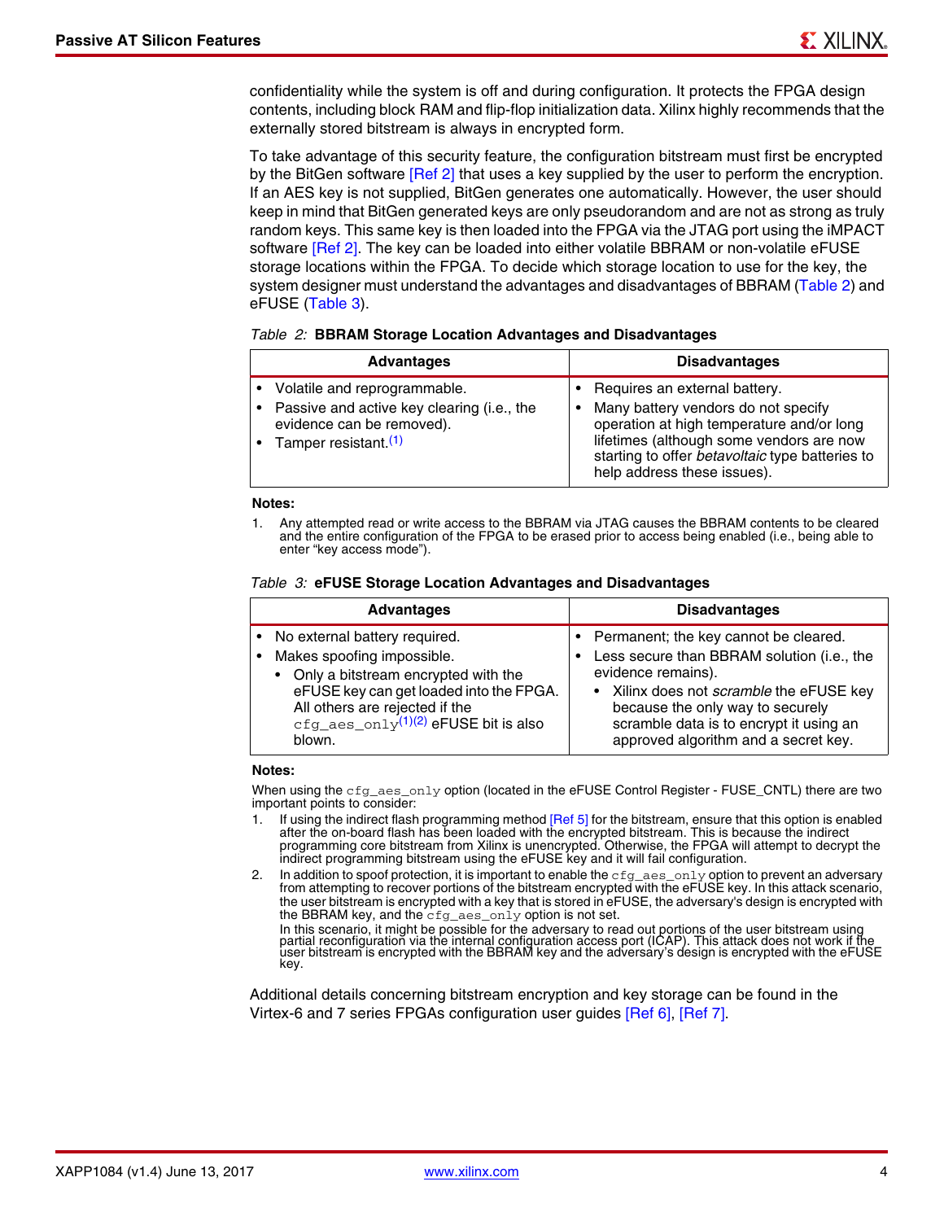confidentiality while the system is off and during configuration. It protects the FPGA design contents, including block RAM and flip-flop initialization data. Xilinx highly recommends that the externally stored bitstream is always in encrypted form.

To take advantage of this security feature, the configuration bitstream must first be encrypted by the BitGen software [Ref 2] that uses a key supplied by the user to perform the encryption. If an AES key is not supplied, BitGen generates one automatically. However, the user should keep in mind that BitGen generated keys are only pseudorandom and are not as strong as truly random keys. This same key is then loaded into the FPGA via the JTAG port using the iMPACT software [Ref 2]. The key can be loaded into either volatile BBRAM or non-volatile eFUSE storage locations within the FPGA. To decide which storage location to use for the key, the system designer must understand the advantages and disadvantages of BBRAM (Table 2) and eFUSE (Table 3).

*Table 2:* **BBRAM Storage Location Advantages and Disadvantages**

| Advantages | Disadvantages |
|---|---|
| • Volatile and reprogrammable.<br>• Passive and active key clearing (i.e., the evidence can be removed).<br>• Tamper resistant.[1] | • Requires an external battery.<br>• Many battery vendors do not specify operation at high temperature and/or long lifetimes (although some vendors are now starting to offer *betavoltaic* type batteries to help address these issues). |

**Notes:**

1. Any attempted read or write access to the BBRAM via JTAG causes the BBRAM contents to be cleared and the entire configuration of the FPGA to be erased prior to access being enabled (i.e., being able to enter "key access mode").

*Table 3:* **eFUSE Storage Location Advantages and Disadvantages**

| Advantages | Disadvantages |
|---|---|
| • No external battery required.<br>• Makes spoofing impossible.<br>&nbsp;&nbsp;• Only a bitstream encrypted with the eFUSE key can get loaded into the FPGA. All others are rejected if the `cfg_aes_only`[1][2] eFUSE bit is also blown. | • Permanent; the key cannot be cleared.<br>• Less secure than BBRAM solution (i.e., the evidence remains).<br>&nbsp;&nbsp;• Xilinx does not *scramble* the eFUSE key because the only way to securely scramble data is to encrypt it using an approved algorithm and a secret key. |

**Notes:**

When using the `cfg_aes_only` option (located in the eFUSE Control Register - FUSE_CNTL) there are two important points to consider:

1. If using the indirect flash programming method [Ref 5] for the bitstream, ensure that this option is enabled after the on-board flash has been loaded with the encrypted bitstream. This is because the indirect programming core bitstream from Xilinx is unencrypted. Otherwise, the FPGA will attempt to decrypt the indirect programming bitstream using the eFUSE key and it will fail configuration.
2. In addition to spoof protection, it is important to enable the `cfg_aes_only` option to prevent an adversary from attempting to recover portions of the bitstream encrypted with the eFUSE key. In this attack scenario, the user bitstream is encrypted with a key that is stored in eFUSE, the adversary's design is encrypted with the BBRAM key, and the `cfg_aes_only` option is not set.
   In this scenario, it might be possible for the adversary to read out portions of the user bitstream using partial reconfiguration via the internal configuration access port (ICAP). This attack does not work if the user bitstream is encrypted with the BBRAM key and the adversary's design is encrypted with the eFUSE key.

Additional details concerning bitstream encryption and key storage can be found in the Virtex-6 and 7 series FPGAs configuration user guides [Ref 6], [Ref 7].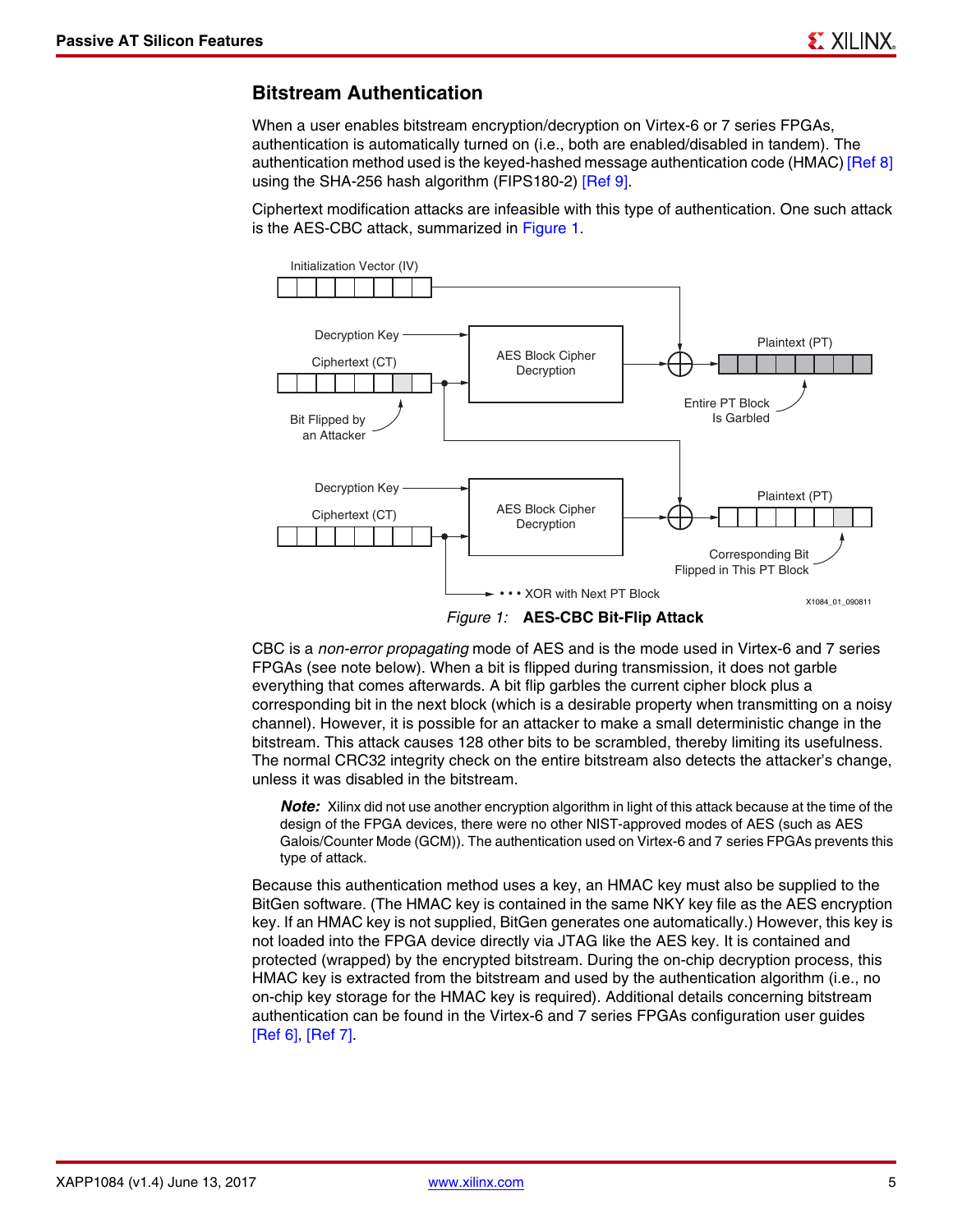## Bitstream Authentication

When a user enables bitstream encryption/decryption on Virtex-6 or 7 series FPGAs, authentication is automatically turned on (i.e., both are enabled/disabled in tandem). The authentication method used is the keyed-hashed message authentication code (HMAC) [Ref 8] using the SHA-256 hash algorithm (FIPS180-2) [Ref 9].

Ciphertext modification attacks are infeasible with this type of authentication. One such attack is the AES-CBC attack, summarized in Figure 1.

Initialization Vector (IV)

Decryption Key

Ciphertext (CT)

AES Block Cipher Decryption

Plaintext (PT)

Entire PT Block Is Garbled

Bit Flipped by an Attacker

Decryption Key

Ciphertext (CT)

AES Block Cipher Decryption

Plaintext (PT)

Corresponding Bit Flipped in This PT Block

• • • XOR with Next PT Block

X1084_01_090811

*Figure 1:* **AES-CBC Bit-Flip Attack**

CBC is a *non-error propagating* mode of AES and is the mode used in Virtex-6 and 7 series FPGAs (see note below). When a bit is flipped during transmission, it does not garble everything that comes afterwards. A bit flip garbles the current cipher block plus a corresponding bit in the next block (which is a desirable property when transmitting on a noisy channel). However, it is possible for an attacker to make a small deterministic change in the bitstream. This attack causes 128 other bits to be scrambled, thereby limiting its usefulness. The normal CRC32 integrity check on the entire bitstream also detects the attacker's change, unless it was disabled in the bitstream.

> ***Note:*** Xilinx did not use another encryption algorithm in light of this attack because at the time of the design of the FPGA devices, there were no other NIST-approved modes of AES (such as AES Galois/Counter Mode (GCM)). The authentication used on Virtex-6 and 7 series FPGAs prevents this type of attack.

Because this authentication method uses a key, an HMAC key must also be supplied to the BitGen software. (The HMAC key is contained in the same NKY key file as the AES encryption key. If an HMAC key is not supplied, BitGen generates one automatically.) However, this key is not loaded into the FPGA device directly via JTAG like the AES key. It is contained and protected (wrapped) by the encrypted bitstream. During the on-chip decryption process, this HMAC key is extracted from the bitstream and used by the authentication algorithm (i.e., no on-chip key storage for the HMAC key is required). Additional details concerning bitstream authentication can be found in the Virtex-6 and 7 series FPGAs configuration user guides [Ref 6], [Ref 7].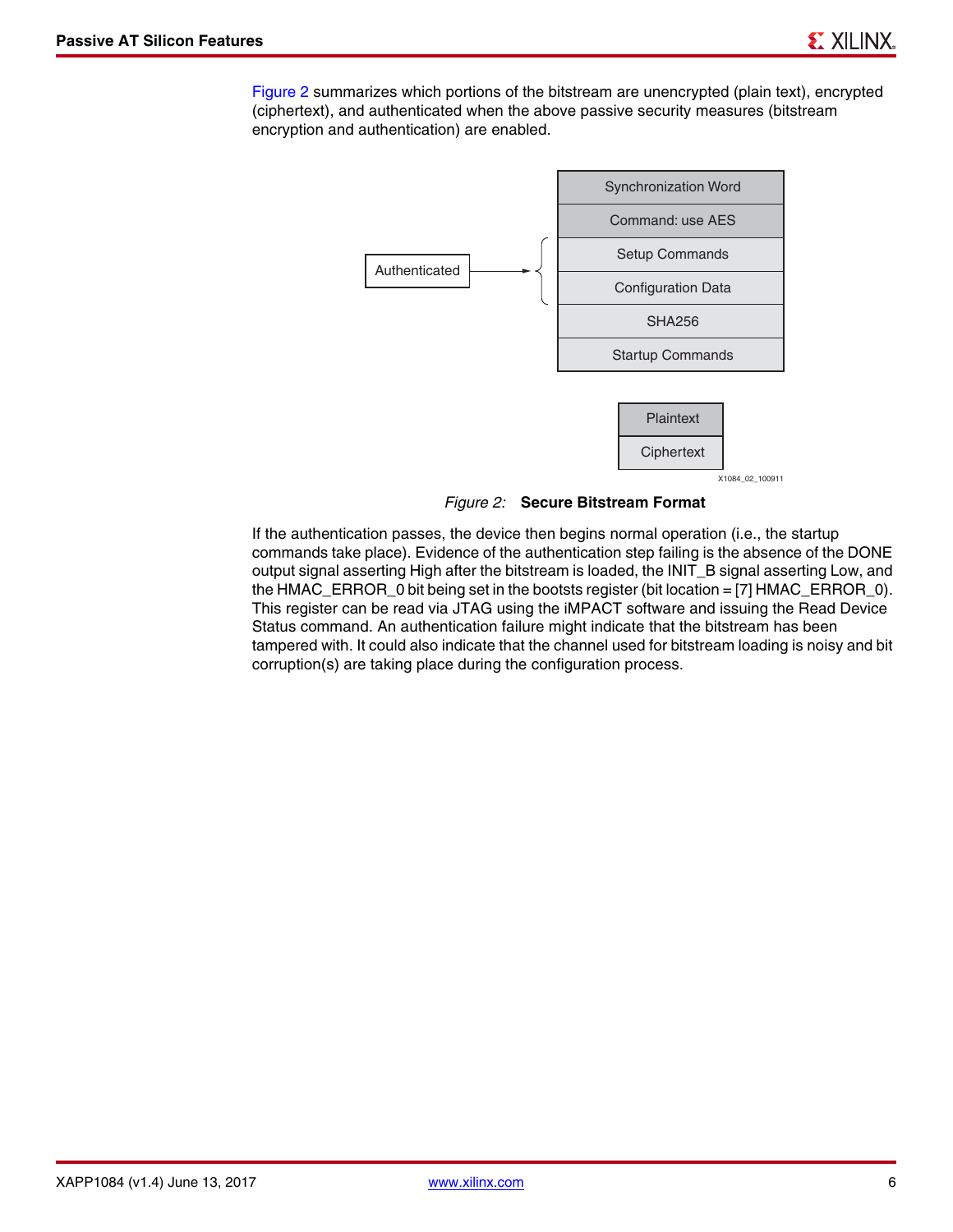Figure 2 summarizes which portions of the bitstream are unencrypted (plain text), encrypted (ciphertext), and authenticated when the above passive security measures (bitstream encryption and authentication) are enabled.

| Secure Bitstream Format | |
|---|---|
| Synchronization Word | Plaintext |
| Command: use AES | Plaintext |
| Setup Commands | Ciphertext (Authenticated) |
| Configuration Data | Ciphertext (Authenticated) |
| SHA256 | Ciphertext |
| Startup Commands | Ciphertext |

X1084_02_100911

*Figure 2:* **Secure Bitstream Format**

If the authentication passes, the device then begins normal operation (i.e., the startup commands take place). Evidence of the authentication step failing is the absence of the DONE output signal asserting High after the bitstream is loaded, the INIT_B signal asserting Low, and the HMAC_ERROR_0 bit being set in the bootsts register (bit location = [7] HMAC_ERROR_0). This register can be read via JTAG using the iMPACT software and issuing the Read Device Status command. An authentication failure might indicate that the bitstream has been tampered with. It could also indicate that the channel used for bitstream loading is noisy and bit corruption(s) are taking place during the configuration process.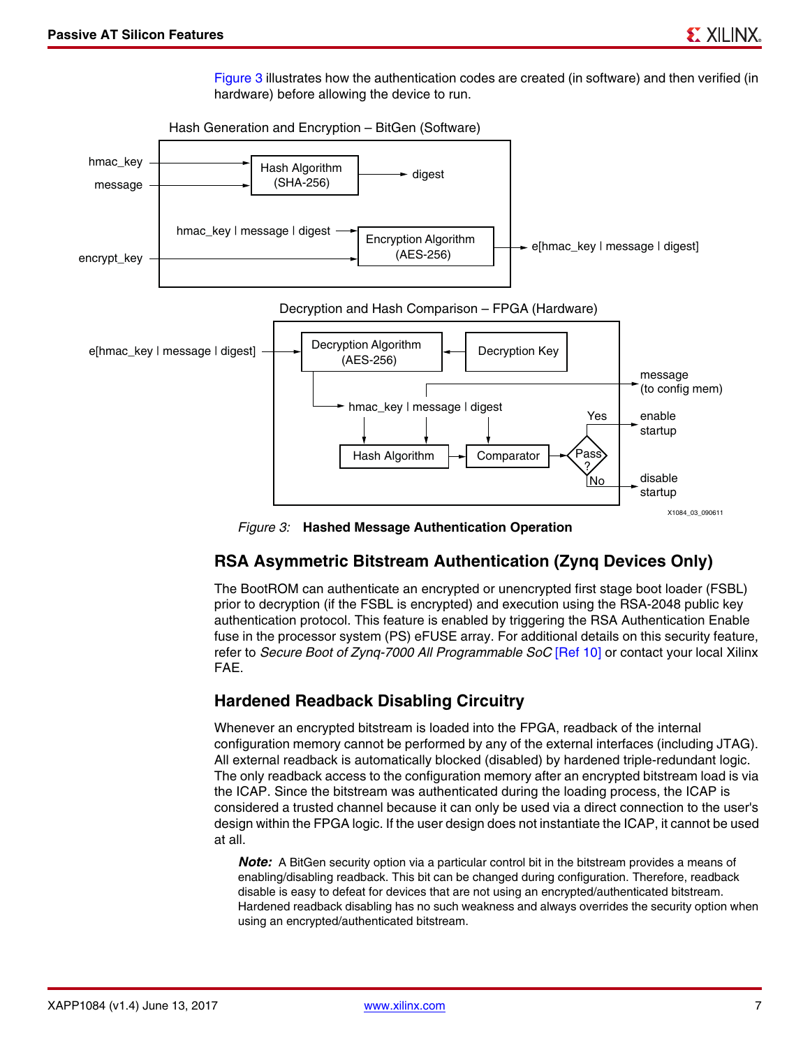Figure 3 illustrates how the authentication codes are created (in software) and then verified (in hardware) before allowing the device to run.

Hash Generation and Encryption – BitGen (Software)

hmac_key
message
Hash Algorithm (SHA-256)
digest
hmac_key | message | digest
Encryption Algorithm (AES-256)
encrypt_key
e[hmac_key | message | digest]

Decryption and Hash Comparison – FPGA (Hardware)

e[hmac_key | message | digest]
Decryption Algorithm (AES-256)
Decryption Key
message (to config mem)
hmac_key | message | digest
Hash Algorithm
Comparator
Pass?
Yes
enable startup
No
disable startup

X1084_03_090611

*Figure 3:* **Hashed Message Authentication Operation**

## RSA Asymmetric Bitstream Authentication (Zynq Devices Only)

The BootROM can authenticate an encrypted or unencrypted first stage boot loader (FSBL) prior to decryption (if the FSBL is encrypted) and execution using the RSA-2048 public key authentication protocol. This feature is enabled by triggering the RSA Authentication Enable fuse in the processor system (PS) eFUSE array. For additional details on this security feature, refer to *Secure Boot of Zynq-7000 All Programmable SoC* [Ref 10] or contact your local Xilinx FAE.

## Hardened Readback Disabling Circuitry

Whenever an encrypted bitstream is loaded into the FPGA, readback of the internal configuration memory cannot be performed by any of the external interfaces (including JTAG). All external readback is automatically blocked (disabled) by hardened triple-redundant logic. The only readback access to the configuration memory after an encrypted bitstream load is via the ICAP. Since the bitstream was authenticated during the loading process, the ICAP is considered a trusted channel because it can only be used via a direct connection to the user's design within the FPGA logic. If the user design does not instantiate the ICAP, it cannot be used at all.

> ***Note:*** A BitGen security option via a particular control bit in the bitstream provides a means of enabling/disabling readback. This bit can be changed during configuration. Therefore, readback disable is easy to defeat for devices that are not using an encrypted/authenticated bitstream. Hardened readback disabling has no such weakness and always overrides the security option when using an encrypted/authenticated bitstream.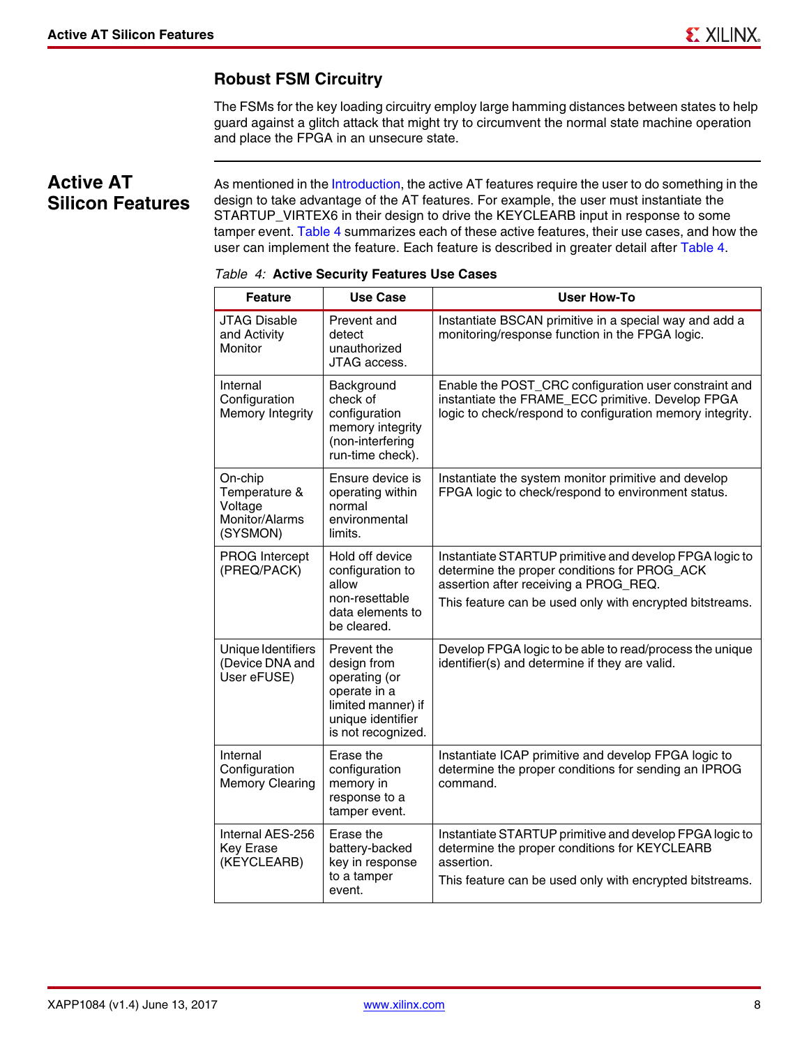### Robust FSM Circuitry

The FSMs for the key loading circuitry employ large hamming distances between states to help guard against a glitch attack that might try to circumvent the normal state machine operation and place the FPGA in an unsecure state.

## Active AT Silicon Features

As mentioned in the Introduction, the active AT features require the user to do something in the design to take advantage of the AT features. For example, the user must instantiate the STARTUP_VIRTEX6 in their design to drive the KEYCLEARB input in response to some tamper event. Table 4 summarizes each of these active features, their use cases, and how the user can implement the feature. Each feature is described in greater detail after Table 4.

*Table 4:* **Active Security Features Use Cases**

| Feature | Use Case | User How-To |
|---|---|---|
| JTAG Disable and Activity Monitor | Prevent and detect unauthorized JTAG access. | Instantiate BSCAN primitive in a special way and add a monitoring/response function in the FPGA logic. |
| Internal Configuration Memory Integrity | Background check of configuration memory integrity (non-interfering run-time check). | Enable the POST_CRC configuration user constraint and instantiate the FRAME_ECC primitive. Develop FPGA logic to check/respond to configuration memory integrity. |
| On-chip Temperature & Voltage Monitor/Alarms (SYSMON) | Ensure device is operating within normal environmental limits. | Instantiate the system monitor primitive and develop FPGA logic to check/respond to environment status. |
| PROG Intercept (PREQ/PACK) | Hold off device configuration to allow non-resettable data elements to be cleared. | Instantiate STARTUP primitive and develop FPGA logic to determine the proper conditions for PROG_ACK assertion after receiving a PROG_REQ.<br><br>This feature can be used only with encrypted bitstreams. |
| Unique Identifiers (Device DNA and User eFUSE) | Prevent the design from operating (or operate in a limited manner) if unique identifier is not recognized. | Develop FPGA logic to be able to read/process the unique identifier(s) and determine if they are valid. |
| Internal Configuration Memory Clearing | Erase the configuration memory in response to a tamper event. | Instantiate ICAP primitive and develop FPGA logic to determine the proper conditions for sending an IPROG command. |
| Internal AES-256 Key Erase (KEYCLEARB) | Erase the battery-backed key in response to a tamper event. | Instantiate STARTUP primitive and develop FPGA logic to determine the proper conditions for KEYCLEARB assertion.<br><br>This feature can be used only with encrypted bitstreams. |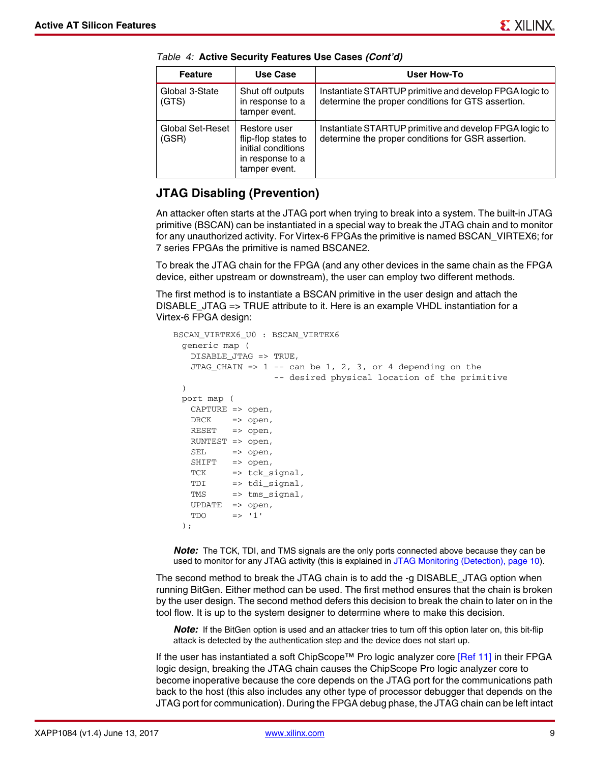Table 4: **Active Security Features Use Cases *(Cont'd)***

| Feature | Use Case | User How-To |
|---|---|---|
| Global 3-State (GTS) | Shut off outputs in response to a tamper event. | Instantiate STARTUP primitive and develop FPGA logic to determine the proper conditions for GTS assertion. |
| Global Set-Reset (GSR) | Restore user flip-flop states to initial conditions in response to a tamper event. | Instantiate STARTUP primitive and develop FPGA logic to determine the proper conditions for GSR assertion. |

## JTAG Disabling (Prevention)

An attacker often starts at the JTAG port when trying to break into a system. The built-in JTAG primitive (BSCAN) can be instantiated in a special way to break the JTAG chain and to monitor for any unauthorized activity. For Virtex-6 FPGAs the primitive is named BSCAN_VIRTEX6; for 7 series FPGAs the primitive is named BSCANE2.

To break the JTAG chain for the FPGA (and any other devices in the same chain as the FPGA device, either upstream or downstream), the user can employ two different methods.

The first method is to instantiate a BSCAN primitive in the user design and attach the DISABLE_JTAG => TRUE attribute to it. Here is an example VHDL instantiation for a Virtex-6 FPGA design:

```
BSCAN_VIRTEX6_U0 : BSCAN_VIRTEX6
  generic map (
    DISABLE_JTAG => TRUE,
    JTAG_CHAIN => 1 -- can be 1, 2, 3, or 4 depending on the
                    -- desired physical location of the primitive
  )
  port map (
    CAPTURE => open,
    DRCK    => open,
    RESET   => open,
    RUNTEST => open,
    SEL     => open,
    SHIFT   => open,
    TCK     => tck_signal,
    TDI     => tdi_signal,
    TMS     => tms_signal,
    UPDATE  => open,
    TDO     => '1'
  );
```

> ***Note:*** The TCK, TDI, and TMS signals are the only ports connected above because they can be used to monitor for any JTAG activity (this is explained in JTAG Monitoring (Detection), page 10).

The second method to break the JTAG chain is to add the -g DISABLE_JTAG option when running BitGen. Either method can be used. The first method ensures that the chain is broken by the user design. The second method defers this decision to break the chain to later on in the tool flow. It is up to the system designer to determine where to make this decision.

> ***Note:*** If the BitGen option is used and an attacker tries to turn off this option later on, this bit-flip attack is detected by the authentication step and the device does not start up.

If the user has instantiated a soft ChipScope™ Pro logic analyzer core [Ref 11] in their FPGA logic design, breaking the JTAG chain causes the ChipScope Pro logic analyzer core to become inoperative because the core depends on the JTAG port for the communications path back to the host (this also includes any other type of processor debugger that depends on the JTAG port for communication). During the FPGA debug phase, the JTAG chain can be left intact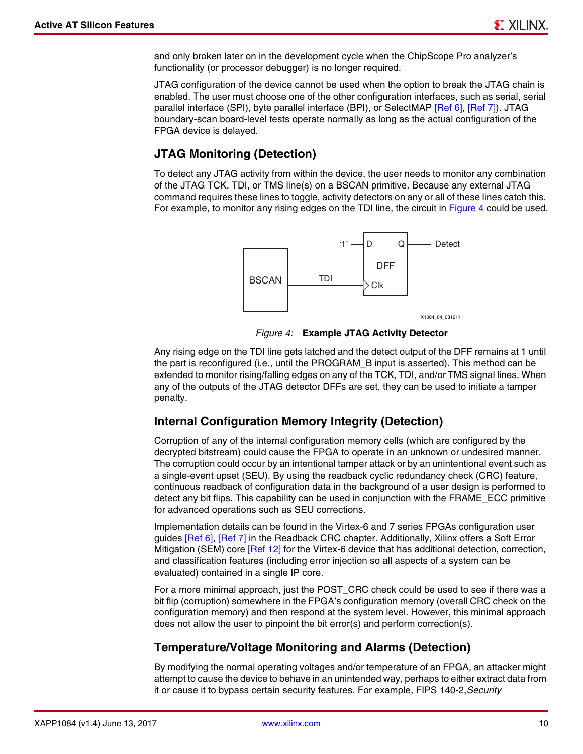and only broken later on in the development cycle when the ChipScope Pro analyzer's functionality (or processor debugger) is no longer required.

JTAG configuration of the device cannot be used when the option to break the JTAG chain is enabled. The user must choose one of the other configuration interfaces, such as serial, serial parallel interface (SPI), byte parallel interface (BPI), or SelectMAP [Ref 6], [Ref 7]). JTAG boundary-scan board-level tests operate normally as long as the actual configuration of the FPGA device is delayed.

## JTAG Monitoring (Detection)

To detect any JTAG activity from within the device, the user needs to monitor any combination of the JTAG TCK, TDI, or TMS line(s) on a BSCAN primitive. Because any external JTAG command requires these lines to toggle, activity detectors on any or all of these lines catch this. For example, to monitor any rising edges on the TDI line, the circuit in Figure 4 could be used.

*Figure 4:* **Example JTAG Activity Detector**

Any rising edge on the TDI line gets latched and the detect output of the DFF remains at 1 until the part is reconfigured (i.e., until the PROGRAM_B input is asserted). This method can be extended to monitor rising/falling edges on any of the TCK, TDI, and/or TMS signal lines. When any of the outputs of the JTAG detector DFFs are set, they can be used to initiate a tamper penalty.

## Internal Configuration Memory Integrity (Detection)

Corruption of any of the internal configuration memory cells (which are configured by the decrypted bitstream) could cause the FPGA to operate in an unknown or undesired manner. The corruption could occur by an intentional tamper attack or by an unintentional event such as a single-event upset (SEU). By using the readback cyclic redundancy check (CRC) feature, continuous readback of configuration data in the background of a user design is performed to detect any bit flips. This capability can be used in conjunction with the FRAME_ECC primitive for advanced operations such as SEU corrections.

Implementation details can be found in the Virtex-6 and 7 series FPGAs configuration user guides [Ref 6], [Ref 7] in the Readback CRC chapter. Additionally, Xilinx offers a Soft Error Mitigation (SEM) core [Ref 12] for the Virtex-6 device that has additional detection, correction, and classification features (including error injection so all aspects of a system can be evaluated) contained in a single IP core.

For a more minimal approach, just the POST_CRC check could be used to see if there was a bit flip (corruption) somewhere in the FPGA's configuration memory (overall CRC check on the configuration memory) and then respond at the system level. However, this minimal approach does not allow the user to pinpoint the bit error(s) and perform correction(s).

## Temperature/Voltage Monitoring and Alarms (Detection)

By modifying the normal operating voltages and/or temperature of an FPGA, an attacker might attempt to cause the device to behave in an unintended way, perhaps to either extract data from it or cause it to bypass certain security features. For example, FIPS 140-2, *Security*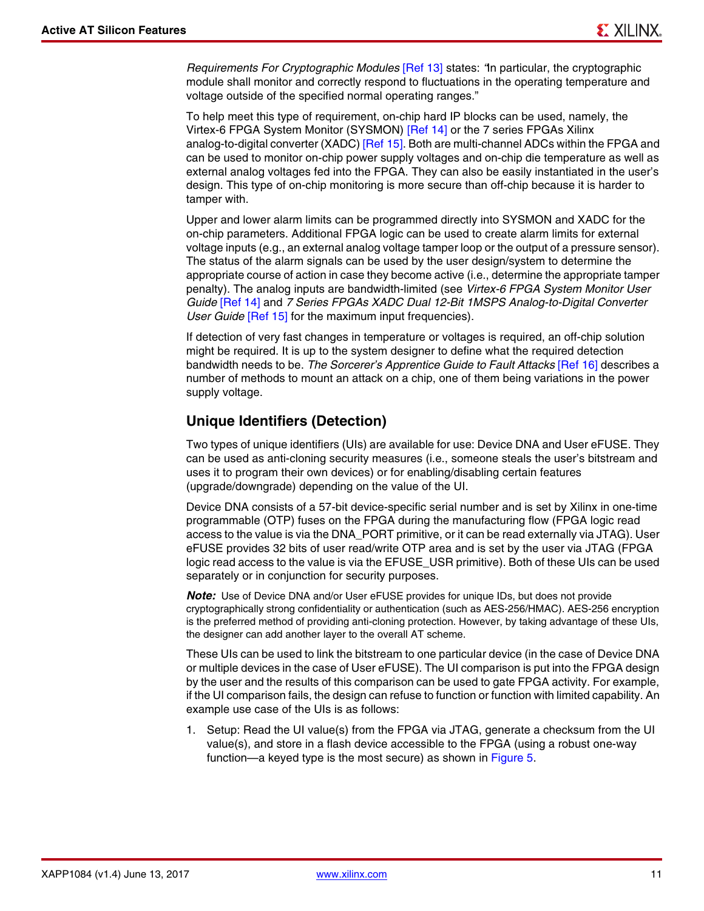*Requirements For Cryptographic Modules* [Ref 13] states: "In particular, the cryptographic module shall monitor and correctly respond to fluctuations in the operating temperature and voltage outside of the specified normal operating ranges."

To help meet this type of requirement, on-chip hard IP blocks can be used, namely, the Virtex-6 FPGA System Monitor (SYSMON) [Ref 14] or the 7 series FPGAs Xilinx analog-to-digital converter (XADC) [Ref 15]. Both are multi-channel ADCs within the FPGA and can be used to monitor on-chip power supply voltages and on-chip die temperature as well as external analog voltages fed into the FPGA. They can also be easily instantiated in the user's design. This type of on-chip monitoring is more secure than off-chip because it is harder to tamper with.

Upper and lower alarm limits can be programmed directly into SYSMON and XADC for the on-chip parameters. Additional FPGA logic can be used to create alarm limits for external voltage inputs (e.g., an external analog voltage tamper loop or the output of a pressure sensor). The status of the alarm signals can be used by the user design/system to determine the appropriate course of action in case they become active (i.e., determine the appropriate tamper penalty). The analog inputs are bandwidth-limited (see *Virtex-6 FPGA System Monitor User Guide* [Ref 14] and *7 Series FPGAs XADC Dual 12-Bit 1MSPS Analog-to-Digital Converter User Guide* [Ref 15] for the maximum input frequencies).

If detection of very fast changes in temperature or voltages is required, an off-chip solution might be required. It is up to the system designer to define what the required detection bandwidth needs to be. *The Sorcerer's Apprentice Guide to Fault Attacks* [Ref 16] describes a number of methods to mount an attack on a chip, one of them being variations in the power supply voltage.

## Unique Identifiers (Detection)

Two types of unique identifiers (UIs) are available for use: Device DNA and User eFUSE. They can be used as anti-cloning security measures (i.e., someone steals the user's bitstream and uses it to program their own devices) or for enabling/disabling certain features (upgrade/downgrade) depending on the value of the UI.

Device DNA consists of a 57-bit device-specific serial number and is set by Xilinx in one-time programmable (OTP) fuses on the FPGA during the manufacturing flow (FPGA logic read access to the value is via the DNA_PORT primitive, or it can be read externally via JTAG). User eFUSE provides 32 bits of user read/write OTP area and is set by the user via JTAG (FPGA logic read access to the value is via the EFUSE_USR primitive). Both of these UIs can be used separately or in conjunction for security purposes.

***Note:*** Use of Device DNA and/or User eFUSE provides for unique IDs, but does not provide cryptographically strong confidentiality or authentication (such as AES-256/HMAC). AES-256 encryption is the preferred method of providing anti-cloning protection. However, by taking advantage of these UIs, the designer can add another layer to the overall AT scheme.

These UIs can be used to link the bitstream to one particular device (in the case of Device DNA or multiple devices in the case of User eFUSE). The UI comparison is put into the FPGA design by the user and the results of this comparison can be used to gate FPGA activity. For example, if the UI comparison fails, the design can refuse to function or function with limited capability. An example use case of the UIs is as follows:

1. Setup: Read the UI value(s) from the FPGA via JTAG, generate a checksum from the UI value(s), and store in a flash device accessible to the FPGA (using a robust one-way function—a keyed type is the most secure) as shown in Figure 5.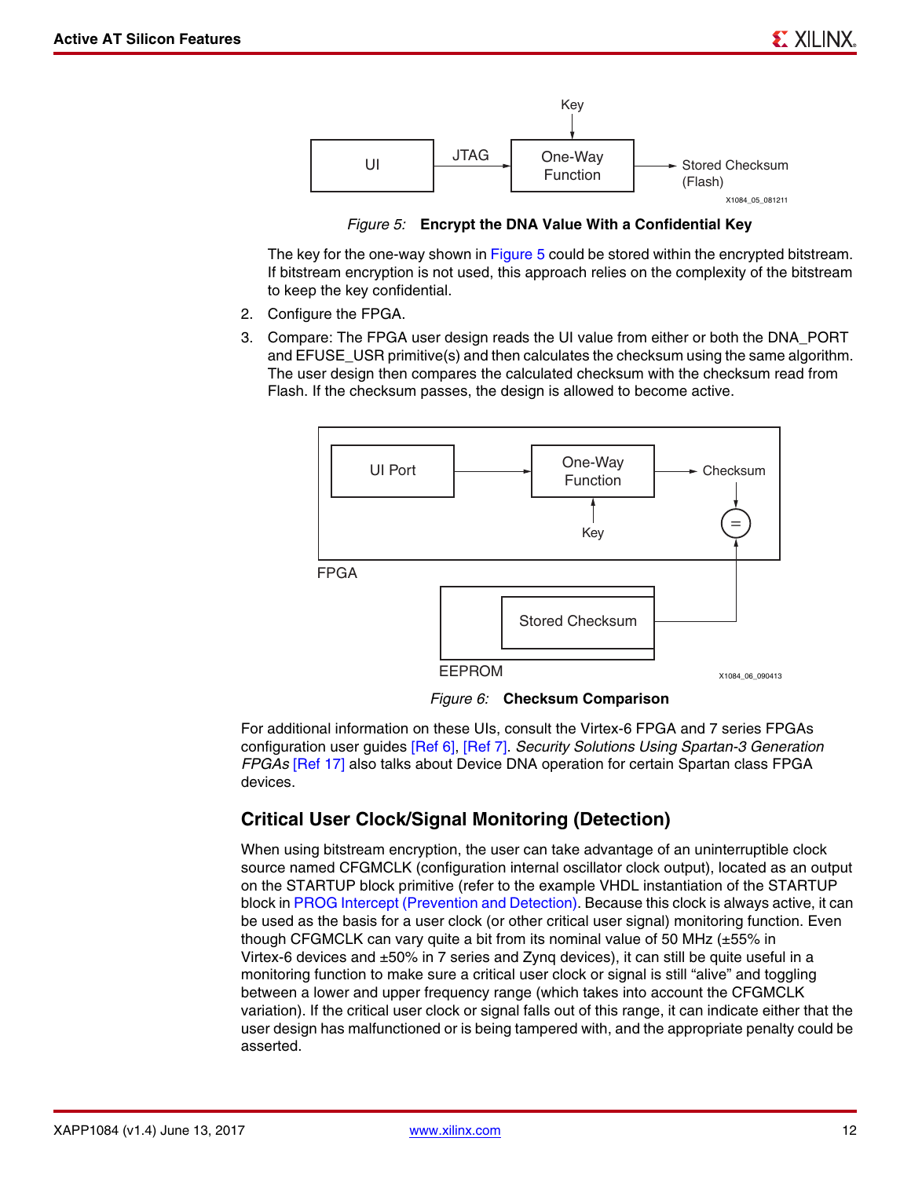Figure 5: **Encrypt the DNA Value With a Confidential Key**

The key for the one-way shown in Figure 5 could be stored within the encrypted bitstream. If bitstream encryption is not used, this approach relies on the complexity of the bitstream to keep the key confidential.

2. Configure the FPGA.
3. Compare: The FPGA user design reads the UI value from either or both the DNA_PORT and EFUSE_USR primitive(s) and then calculates the checksum using the same algorithm. The user design then compares the calculated checksum with the checksum read from Flash. If the checksum passes, the design is allowed to become active.

Figure 6: **Checksum Comparison**

For additional information on these UIs, consult the Virtex-6 FPGA and 7 series FPGAs configuration user guides [Ref 6], [Ref 7]. *Security Solutions Using Spartan-3 Generation FPGAs* [Ref 17] also talks about Device DNA operation for certain Spartan class FPGA devices.

## Critical User Clock/Signal Monitoring (Detection)

When using bitstream encryption, the user can take advantage of an uninterruptible clock source named CFGMCLK (configuration internal oscillator clock output), located as an output on the STARTUP block primitive (refer to the example VHDL instantiation of the STARTUP block in PROG Intercept (Prevention and Detection). Because this clock is always active, it can be used as the basis for a user clock (or other critical user signal) monitoring function. Even though CFGMCLK can vary quite a bit from its nominal value of 50 MHz (±55% in Virtex-6 devices and ±50% in 7 series and Zynq devices), it can still be quite useful in a monitoring function to make sure a critical user clock or signal is still "alive" and toggling between a lower and upper frequency range (which takes into account the CFGMCLK variation). If the critical user clock or signal falls out of this range, it can indicate either that the user design has malfunctioned or is being tampered with, and the appropriate penalty could be asserted.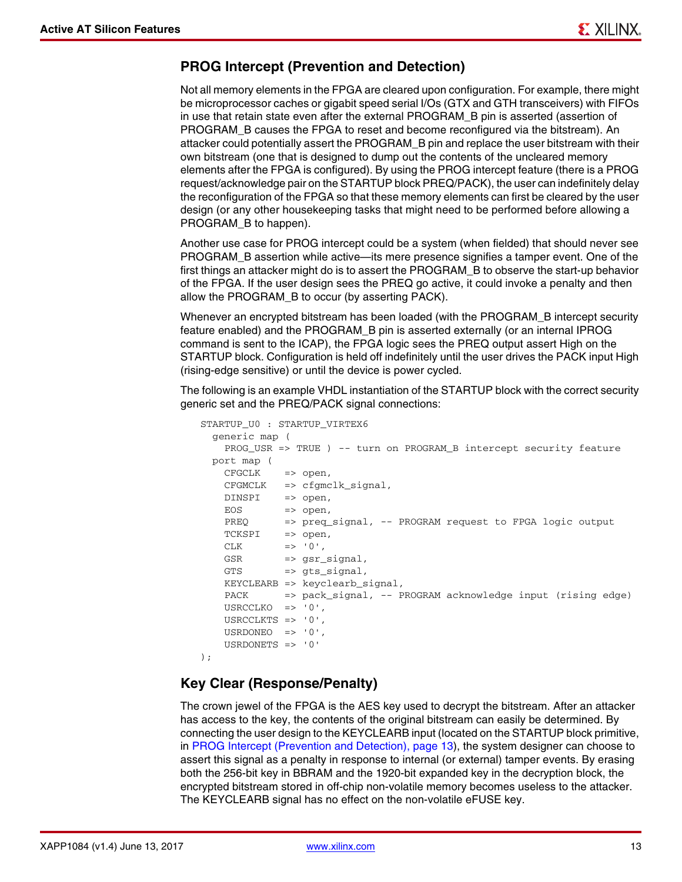## PROG Intercept (Prevention and Detection)

Not all memory elements in the FPGA are cleared upon configuration. For example, there might be microprocessor caches or gigabit speed serial I/Os (GTX and GTH transceivers) with FIFOs in use that retain state even after the external PROGRAM_B pin is asserted (assertion of PROGRAM_B causes the FPGA to reset and become reconfigured via the bitstream). An attacker could potentially assert the PROGRAM_B pin and replace the user bitstream with their own bitstream (one that is designed to dump out the contents of the uncleared memory elements after the FPGA is configured). By using the PROG intercept feature (there is a PROG request/acknowledge pair on the STARTUP block PREQ/PACK), the user can indefinitely delay the reconfiguration of the FPGA so that these memory elements can first be cleared by the user design (or any other housekeeping tasks that might need to be performed before allowing a PROGRAM_B to happen).

Another use case for PROG intercept could be a system (when fielded) that should never see PROGRAM_B assertion while active—its mere presence signifies a tamper event. One of the first things an attacker might do is to assert the PROGRAM_B to observe the start-up behavior of the FPGA. If the user design sees the PREQ go active, it could invoke a penalty and then allow the PROGRAM_B to occur (by asserting PACK).

Whenever an encrypted bitstream has been loaded (with the PROGRAM_B intercept security feature enabled) and the PROGRAM_B pin is asserted externally (or an internal IPROG command is sent to the ICAP), the FPGA logic sees the PREQ output assert High on the STARTUP block. Configuration is held off indefinitely until the user drives the PACK input High (rising-edge sensitive) or until the device is power cycled.

The following is an example VHDL instantiation of the STARTUP block with the correct security generic set and the PREQ/PACK signal connections:

```
STARTUP_U0 : STARTUP_VIRTEX6
  generic map (
    PROG_USR => TRUE ) -- turn on PROGRAM_B intercept security feature
  port map (
    CFGCLK    => open,
    CFGMCLK   => cfgmclk_signal,
    DINSPI    => open,
    EOS       => open,
    PREQ      => preq_signal, -- PROGRAM request to FPGA logic output
    TCKSPI    => open,
    CLK       => '0',
    GSR       => gsr_signal,
    GTS       => gts_signal,
    KEYCLEARB => keyclearb_signal,
    PACK      => pack_signal, -- PROGRAM acknowledge input (rising edge)
    USRCCLKO  => '0',
    USRCCLKTS => '0',
    USRDONEO  => '0',
    USRDONETS => '0'
);
```

## Key Clear (Response/Penalty)

The crown jewel of the FPGA is the AES key used to decrypt the bitstream. After an attacker has access to the key, the contents of the original bitstream can easily be determined. By connecting the user design to the KEYCLEARB input (located on the STARTUP block primitive, in PROG Intercept (Prevention and Detection), page 13), the system designer can choose to assert this signal as a penalty in response to internal (or external) tamper events. By erasing both the 256-bit key in BBRAM and the 1920-bit expanded key in the decryption block, the encrypted bitstream stored in off-chip non-volatile memory becomes useless to the attacker. The KEYCLEARB signal has no effect on the non-volatile eFUSE key.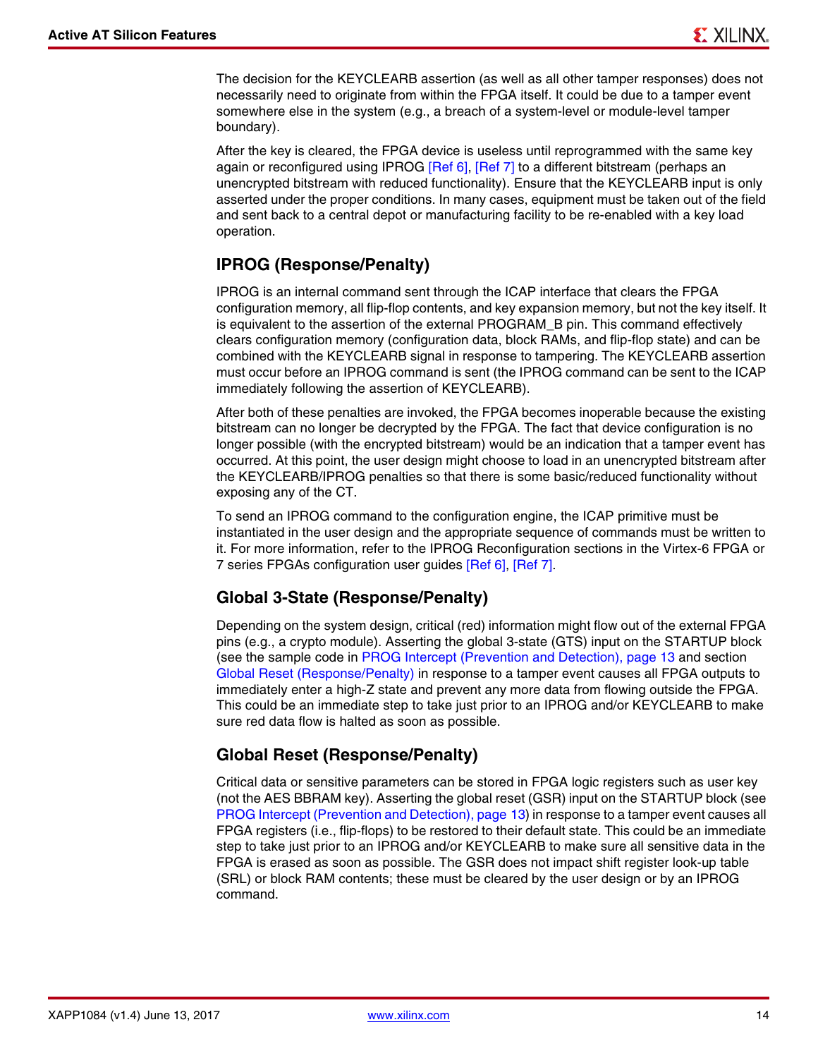The decision for the KEYCLEARB assertion (as well as all other tamper responses) does not necessarily need to originate from within the FPGA itself. It could be due to a tamper event somewhere else in the system (e.g., a breach of a system-level or module-level tamper boundary).

After the key is cleared, the FPGA device is useless until reprogrammed with the same key again or reconfigured using IPROG [Ref 6], [Ref 7] to a different bitstream (perhaps an unencrypted bitstream with reduced functionality). Ensure that the KEYCLEARB input is only asserted under the proper conditions. In many cases, equipment must be taken out of the field and sent back to a central depot or manufacturing facility to be re-enabled with a key load operation.

## IPROG (Response/Penalty)

IPROG is an internal command sent through the ICAP interface that clears the FPGA configuration memory, all flip-flop contents, and key expansion memory, but not the key itself. It is equivalent to the assertion of the external PROGRAM_B pin. This command effectively clears configuration memory (configuration data, block RAMs, and flip-flop state) and can be combined with the KEYCLEARB signal in response to tampering. The KEYCLEARB assertion must occur before an IPROG command is sent (the IPROG command can be sent to the ICAP immediately following the assertion of KEYCLEARB).

After both of these penalties are invoked, the FPGA becomes inoperable because the existing bitstream can no longer be decrypted by the FPGA. The fact that device configuration is no longer possible (with the encrypted bitstream) would be an indication that a tamper event has occurred. At this point, the user design might choose to load in an unencrypted bitstream after the KEYCLEARB/IPROG penalties so that there is some basic/reduced functionality without exposing any of the CT.

To send an IPROG command to the configuration engine, the ICAP primitive must be instantiated in the user design and the appropriate sequence of commands must be written to it. For more information, refer to the IPROG Reconfiguration sections in the Virtex-6 FPGA or 7 series FPGAs configuration user guides [Ref 6], [Ref 7].

## Global 3-State (Response/Penalty)

Depending on the system design, critical (red) information might flow out of the external FPGA pins (e.g., a crypto module). Asserting the global 3-state (GTS) input on the STARTUP block (see the sample code in PROG Intercept (Prevention and Detection), page 13 and section Global Reset (Response/Penalty)) in response to a tamper event causes all FPGA outputs to immediately enter a high-Z state and prevent any more data from flowing outside the FPGA. This could be an immediate step to take just prior to an IPROG and/or KEYCLEARB to make sure red data flow is halted as soon as possible.

## Global Reset (Response/Penalty)

Critical data or sensitive parameters can be stored in FPGA logic registers such as user key (not the AES BBRAM key). Asserting the global reset (GSR) input on the STARTUP block (see PROG Intercept (Prevention and Detection), page 13) in response to a tamper event causes all FPGA registers (i.e., flip-flops) to be restored to their default state. This could be an immediate step to take just prior to an IPROG and/or KEYCLEARB to make sure all sensitive data in the FPGA is erased as soon as possible. The GSR does not impact shift register look-up table (SRL) or block RAM contents; these must be cleared by the user design or by an IPROG command.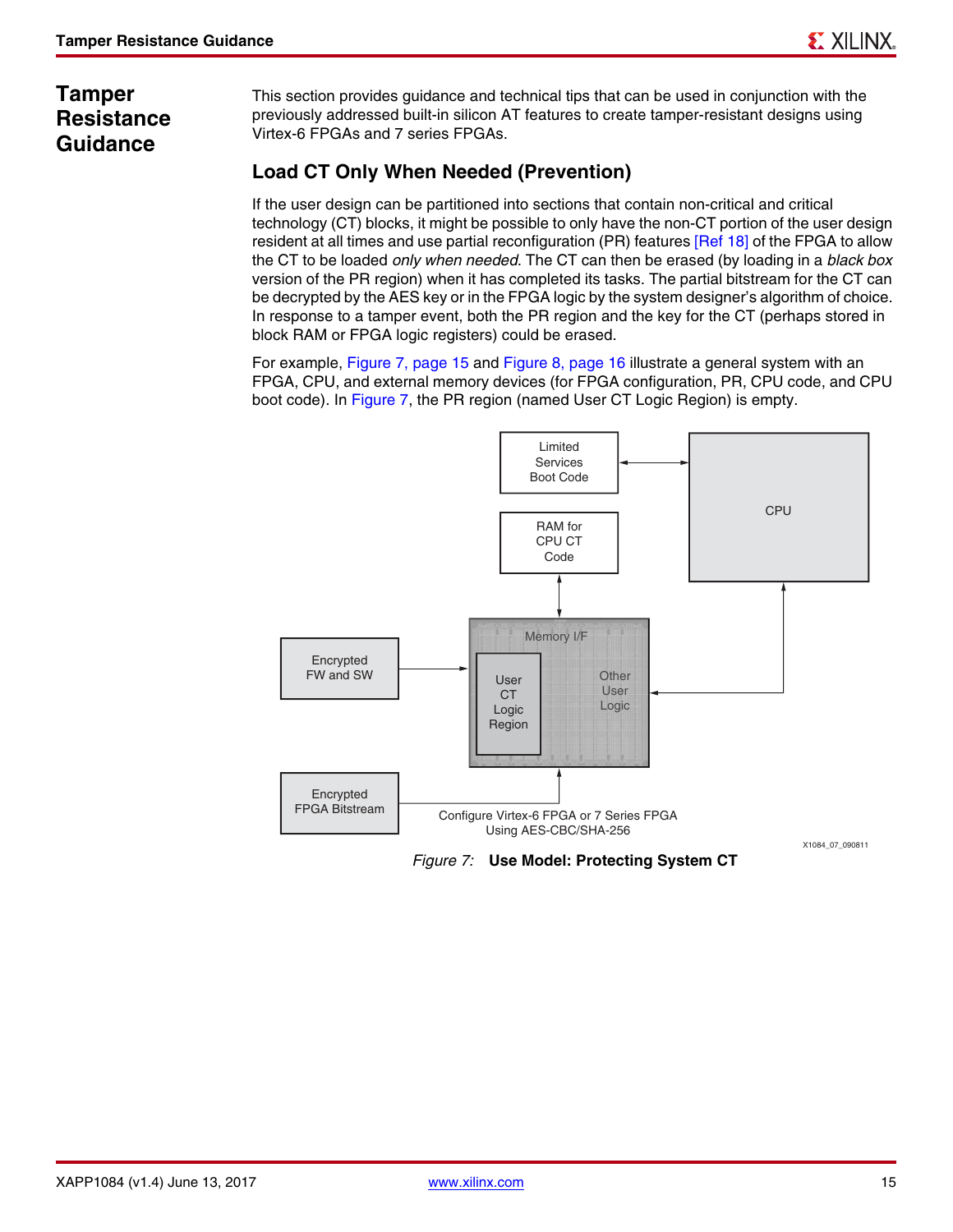## Tamper Resistance Guidance

This section provides guidance and technical tips that can be used in conjunction with the previously addressed built-in silicon AT features to create tamper-resistant designs using Virtex-6 FPGAs and 7 series FPGAs.

### Load CT Only When Needed (Prevention)

If the user design can be partitioned into sections that contain non-critical and critical technology (CT) blocks, it might be possible to only have the non-CT portion of the user design resident at all times and use partial reconfiguration (PR) features [Ref 18] of the FPGA to allow the CT to be loaded *only when needed*. The CT can then be erased (by loading in a *black box* version of the PR region) when it has completed its tasks. The partial bitstream for the CT can be decrypted by the AES key or in the FPGA logic by the system designer's algorithm of choice. In response to a tamper event, both the PR region and the key for the CT (perhaps stored in block RAM or FPGA logic registers) could be erased.

For example, Figure 7, page 15 and Figure 8, page 16 illustrate a general system with an FPGA, CPU, and external memory devices (for FPGA configuration, PR, CPU code, and CPU boot code). In Figure 7, the PR region (named User CT Logic Region) is empty.

Limited Services Boot Code

RAM for CPU CT Code

CPU

Encrypted FW and SW

Memory I/F

User CT Logic Region

Other User Logic

Encrypted FPGA Bitstream

Configure Virtex-6 FPGA or 7 Series FPGA Using AES-CBC/SHA-256

X1084_07_090811

*Figure 7:* **Use Model: Protecting System CT**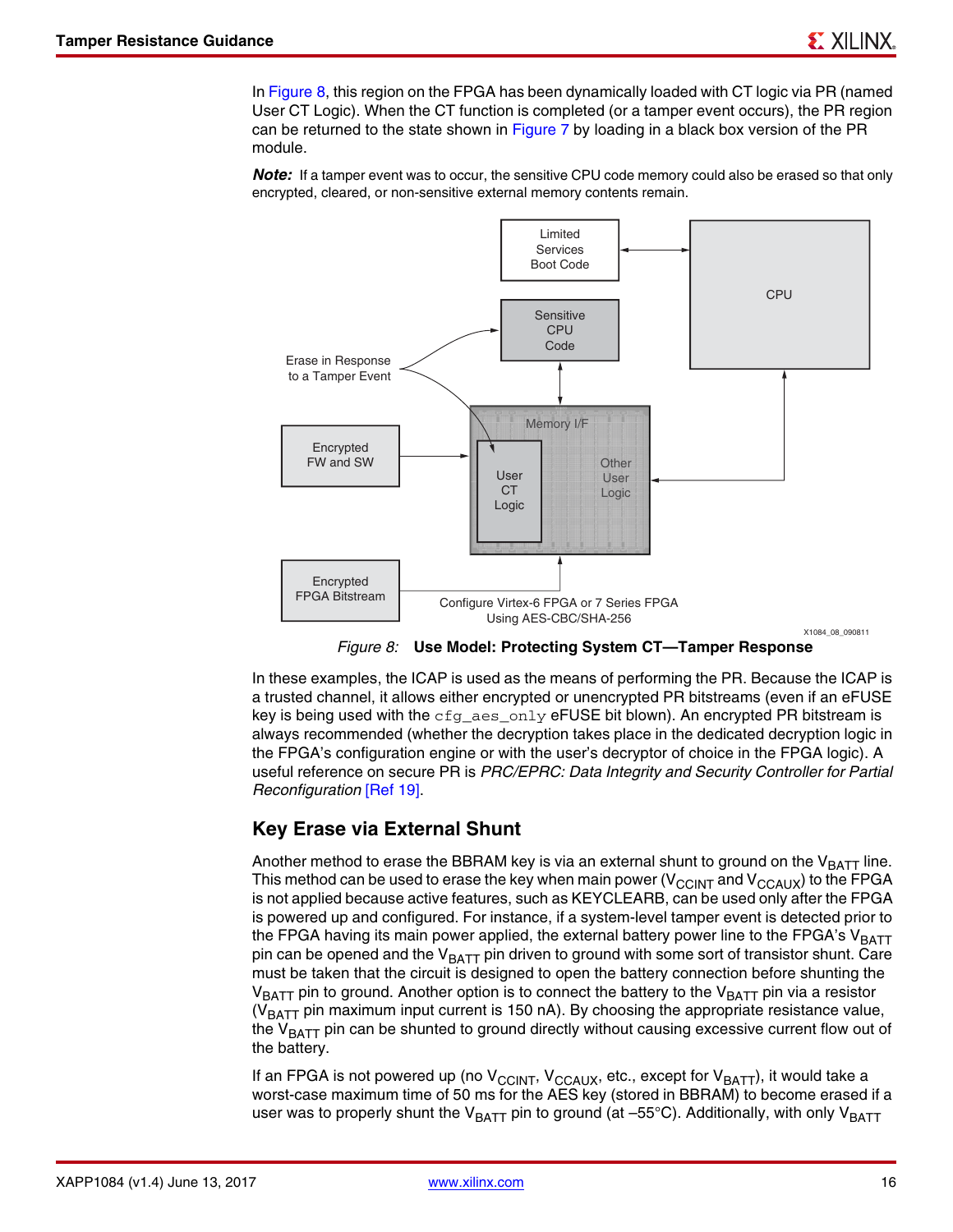In Figure 8, this region on the FPGA has been dynamically loaded with CT logic via PR (named User CT Logic). When the CT function is completed (or a tamper event occurs), the PR region can be returned to the state shown in Figure 7 by loading in a black box version of the PR module.

***Note:*** If a tamper event was to occur, the sensitive CPU code memory could also be erased so that only encrypted, cleared, or non-sensitive external memory contents remain.

*Figure 8:* **Use Model: Protecting System CT—Tamper Response**

In these examples, the ICAP is used as the means of performing the PR. Because the ICAP is a trusted channel, it allows either encrypted or unencrypted PR bitstreams (even if an eFUSE key is being used with the `cfg_aes_only` eFUSE bit blown). An encrypted PR bitstream is always recommended (whether the decryption takes place in the dedicated decryption logic in the FPGA's configuration engine or with the user's decryptor of choice in the FPGA logic). A useful reference on secure PR is *PRC/EPRC: Data Integrity and Security Controller for Partial Reconfiguration* [Ref 19].

## Key Erase via External Shunt

Another method to erase the BBRAM key is via an external shunt to ground on the $V_{BATT}$ line. This method can be used to erase the key when main power ($V_{CCINT}$ and $V_{CCAUX}$) to the FPGA is not applied because active features, such as KEYCLEARB, can be used only after the FPGA is powered up and configured. For instance, if a system-level tamper event is detected prior to the FPGA having its main power applied, the external battery power line to the FPGA's $V_{BATT}$ pin can be opened and the $V_{BATT}$ pin driven to ground with some sort of transistor shunt. Care must be taken that the circuit is designed to open the battery connection before shunting the $V_{BATT}$ pin to ground. Another option is to connect the battery to the $V_{BATT}$ pin via a resistor ($V_{BATT}$ pin maximum input current is 150 nA). By choosing the appropriate resistance value, the $V_{BATT}$ pin can be shunted to ground directly without causing excessive current flow out of the battery.

If an FPGA is not powered up (no $V_{CCINT}$, $V_{CCAUX}$, etc., except for $V_{BATT}$), it would take a worst-case maximum time of 50 ms for the AES key (stored in BBRAM) to become erased if a user was to properly shunt the $V_{BATT}$ pin to ground (at –55°C). Additionally, with only $V_{BATT}$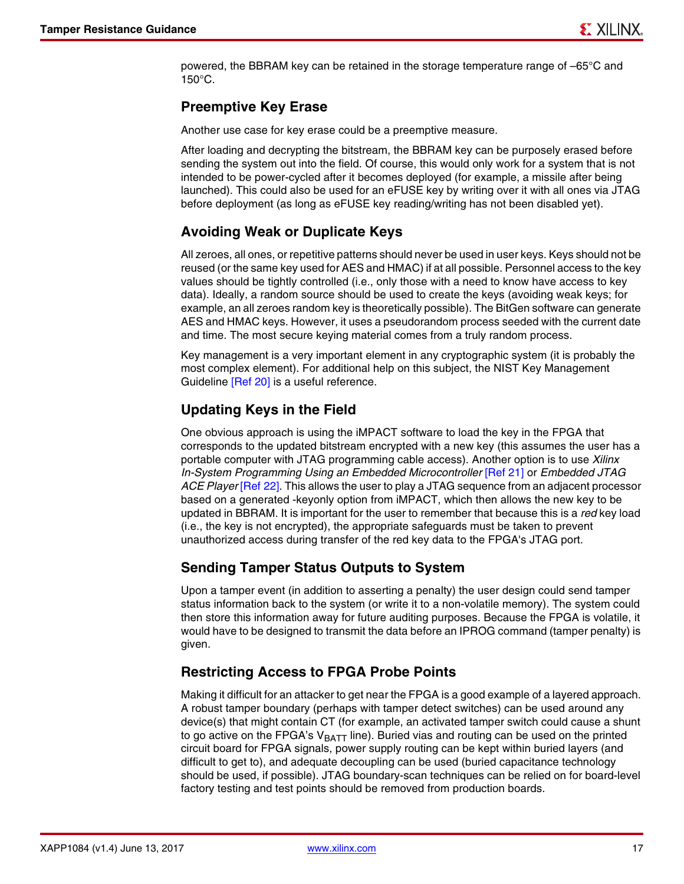powered, the BBRAM key can be retained in the storage temperature range of –65°C and 150°C.

## Preemptive Key Erase

Another use case for key erase could be a preemptive measure.

After loading and decrypting the bitstream, the BBRAM key can be purposely erased before sending the system out into the field. Of course, this would only work for a system that is not intended to be power-cycled after it becomes deployed (for example, a missile after being launched). This could also be used for an eFUSE key by writing over it with all ones via JTAG before deployment (as long as eFUSE key reading/writing has not been disabled yet).

## Avoiding Weak or Duplicate Keys

All zeroes, all ones, or repetitive patterns should never be used in user keys. Keys should not be reused (or the same key used for AES and HMAC) if at all possible. Personnel access to the key values should be tightly controlled (i.e., only those with a need to know have access to key data). Ideally, a random source should be used to create the keys (avoiding weak keys; for example, an all zeroes random key is theoretically possible). The BitGen software can generate AES and HMAC keys. However, it uses a pseudorandom process seeded with the current date and time. The most secure keying material comes from a truly random process.

Key management is a very important element in any cryptographic system (it is probably the most complex element). For additional help on this subject, the NIST Key Management Guideline [Ref 20] is a useful reference.

## Updating Keys in the Field

One obvious approach is using the iMPACT software to load the key in the FPGA that corresponds to the updated bitstream encrypted with a new key (this assumes the user has a portable computer with JTAG programming cable access). Another option is to use *Xilinx In-System Programming Using an Embedded Microcontroller* [Ref 21] or *Embedded JTAG ACE Player* [Ref 22]. This allows the user to play a JTAG sequence from an adjacent processor based on a generated -keyonly option from iMPACT, which then allows the new key to be updated in BBRAM. It is important for the user to remember that because this is a *red* key load (i.e., the key is not encrypted), the appropriate safeguards must be taken to prevent unauthorized access during transfer of the red key data to the FPGA's JTAG port.

## Sending Tamper Status Outputs to System

Upon a tamper event (in addition to asserting a penalty) the user design could send tamper status information back to the system (or write it to a non-volatile memory). The system could then store this information away for future auditing purposes. Because the FPGA is volatile, it would have to be designed to transmit the data before an IPROG command (tamper penalty) is given.

## Restricting Access to FPGA Probe Points

Making it difficult for an attacker to get near the FPGA is a good example of a layered approach. A robust tamper boundary (perhaps with tamper detect switches) can be used around any device(s) that might contain CT (for example, an activated tamper switch could cause a shunt to go active on the FPGA's $V_{BATT}$ line). Buried vias and routing can be used on the printed circuit board for FPGA signals, power supply routing can be kept within buried layers (and difficult to get to), and adequate decoupling can be used (buried capacitance technology should be used, if possible). JTAG boundary-scan techniques can be relied on for board-level factory testing and test points should be removed from production boards.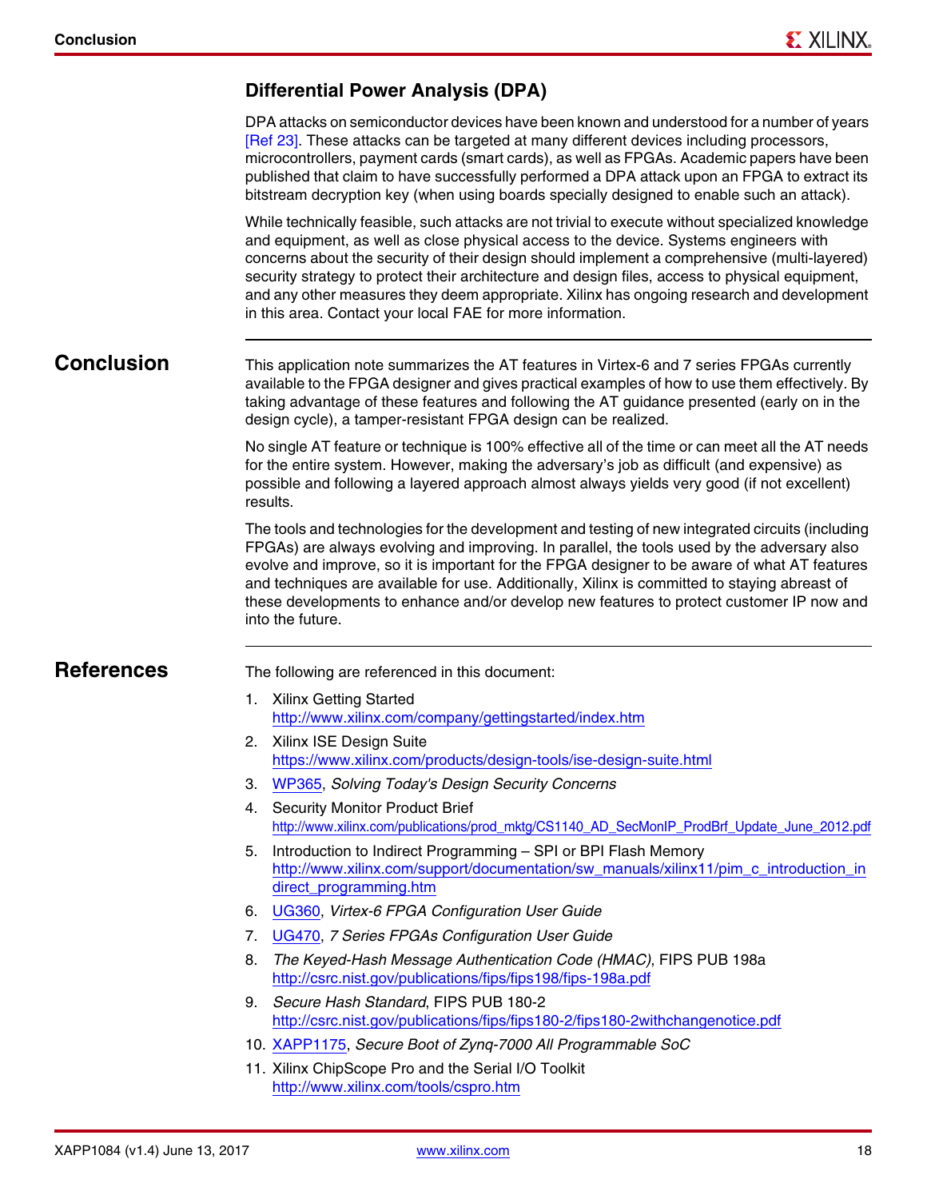### Differential Power Analysis (DPA)

DPA attacks on semiconductor devices have been known and understood for a number of years [Ref 23]. These attacks can be targeted at many different devices including processors, microcontrollers, payment cards (smart cards), as well as FPGAs. Academic papers have been published that claim to have successfully performed a DPA attack upon an FPGA to extract its bitstream decryption key (when using boards specially designed to enable such an attack).

While technically feasible, such attacks are not trivial to execute without specialized knowledge and equipment, as well as close physical access to the device. Systems engineers with concerns about the security of their design should implement a comprehensive (multi-layered) security strategy to protect their architecture and design files, access to physical equipment, and any other measures they deem appropriate. Xilinx has ongoing research and development in this area. Contact your local FAE for more information.

## Conclusion

This application note summarizes the AT features in Virtex-6 and 7 series FPGAs currently available to the FPGA designer and gives practical examples of how to use them effectively. By taking advantage of these features and following the AT guidance presented (early on in the design cycle), a tamper-resistant FPGA design can be realized.

No single AT feature or technique is 100% effective all of the time or can meet all the AT needs for the entire system. However, making the adversary's job as difficult (and expensive) as possible and following a layered approach almost always yields very good (if not excellent) results.

The tools and technologies for the development and testing of new integrated circuits (including FPGAs) are always evolving and improving. In parallel, the tools used by the adversary also evolve and improve, so it is important for the FPGA designer to be aware of what AT features and techniques are available for use. Additionally, Xilinx is committed to staying abreast of these developments to enhance and/or develop new features to protect customer IP now and into the future.

## References

The following are referenced in this document:

1. Xilinx Getting Started
   http://www.xilinx.com/company/gettingstarted/index.htm
2. Xilinx ISE Design Suite
   https://www.xilinx.com/products/design-tools/ise-design-suite.html
3. WP365, *Solving Today's Design Security Concerns*
4. Security Monitor Product Brief
   http://www.xilinx.com/publications/prod_mktg/CS1140_AD_SecMonIP_ProdBrf_Update_June_2012.pdf
5. Introduction to Indirect Programming – SPI or BPI Flash Memory
   http://www.xilinx.com/support/documentation/sw_manuals/xilinx11/pim_c_introduction_indirect_programming.htm
6. UG360, *Virtex-6 FPGA Configuration User Guide*
7. UG470, *7 Series FPGAs Configuration User Guide*
8. *The Keyed-Hash Message Authentication Code (HMAC)*, FIPS PUB 198a
   http://csrc.nist.gov/publications/fips/fips198/fips-198a.pdf
9. *Secure Hash Standard*, FIPS PUB 180-2
   http://csrc.nist.gov/publications/fips/fips180-2/fips180-2withchangenotice.pdf
10. XAPP1175, *Secure Boot of Zynq-7000 All Programmable SoC*
11. Xilinx ChipScope Pro and the Serial I/O Toolkit
    http://www.xilinx.com/tools/cspro.htm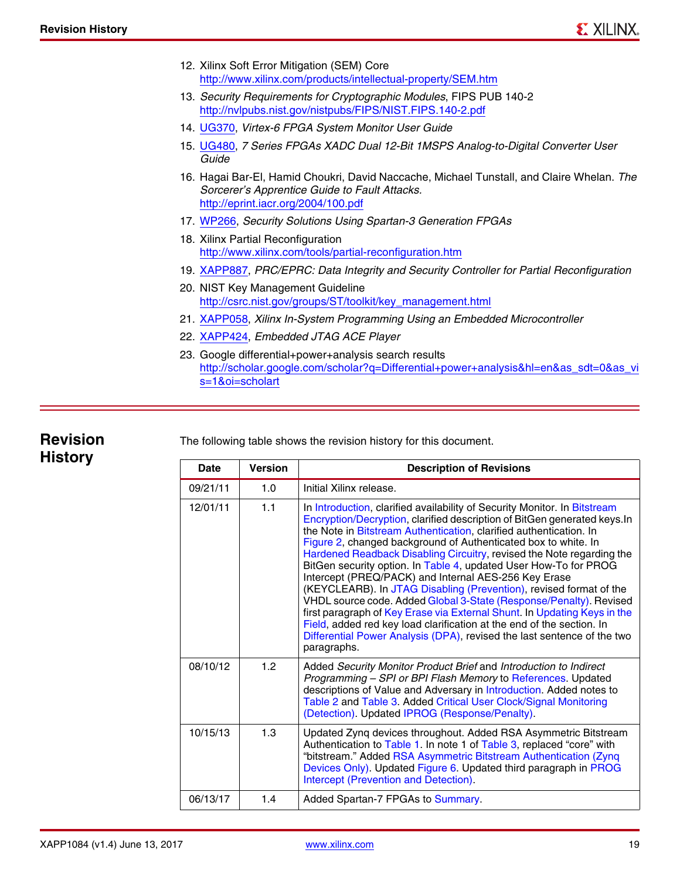12. Xilinx Soft Error Mitigation (SEM) Core
    http://www.xilinx.com/products/intellectual-property/SEM.htm
13. *Security Requirements for Cryptographic Modules*, FIPS PUB 140-2
    http://nvlpubs.nist.gov/nistpubs/FIPS/NIST.FIPS.140-2.pdf
14. UG370, *Virtex-6 FPGA System Monitor User Guide*
15. UG480, *7 Series FPGAs XADC Dual 12-Bit 1MSPS Analog-to-Digital Converter User Guide*
16. Hagai Bar-El, Hamid Choukri, David Naccache, Michael Tunstall, and Claire Whelan. *The Sorcerer's Apprentice Guide to Fault Attacks.*
    http://eprint.iacr.org/2004/100.pdf
17. WP266, *Security Solutions Using Spartan-3 Generation FPGAs*
18. Xilinx Partial Reconfiguration
    http://www.xilinx.com/tools/partial-reconfiguration.htm
19. XAPP887, *PRC/EPRC: Data Integrity and Security Controller for Partial Reconfiguration*
20. NIST Key Management Guideline
    http://csrc.nist.gov/groups/ST/toolkit/key_management.html
21. XAPP058, *Xilinx In-System Programming Using an Embedded Microcontroller*
22. XAPP424, *Embedded JTAG ACE Player*
23. Google differential+power+analysis search results
    http://scholar.google.com/scholar?q=Differential+power+analysis&hl=en&as_sdt=0&as_vis=1&oi=scholart

## Revision History

The following table shows the revision history for this document.

| Date | Version | Description of Revisions |
|---|---|---|
| 09/21/11 | 1.0 | Initial Xilinx release. |
| 12/01/11 | 1.1 | In Introduction, clarified availability of Security Monitor. In Bitstream Encryption/Decryption, clarified description of BitGen generated keys.In the Note in Bitstream Authentication, clarified authentication. In Figure 2, changed background of Authenticated box to white. In Hardened Readback Disabling Circuitry, revised the Note regarding the BitGen security option. In Table 4, updated User How-To for PROG Intercept (PREQ/PACK) and Internal AES-256 Key Erase (KEYCLEARB). In JTAG Disabling (Prevention), revised format of the VHDL source code. Added Global 3-State (Response/Penalty). Revised first paragraph of Key Erase via External Shunt. In Updating Keys in the Field, added red key load clarification at the end of the section. In Differential Power Analysis (DPA), revised the last sentence of the two paragraphs. |
| 08/10/12 | 1.2 | Added *Security Monitor Product Brief* and *Introduction to Indirect Programming – SPI or BPI Flash Memory* to References. Updated descriptions of Value and Adversary in Introduction. Added notes to Table 2 and Table 3. Added Critical User Clock/Signal Monitoring (Detection). Updated IPROG (Response/Penalty). |
| 10/15/13 | 1.3 | Updated Zynq devices throughout. Added RSA Asymmetric Bitstream Authentication to Table 1. In note 1 of Table 3, replaced "core" with "bitstream." Added RSA Asymmetric Bitstream Authentication (Zynq Devices Only). Updated Figure 6. Updated third paragraph in PROG Intercept (Prevention and Detection). |
| 06/13/17 | 1.4 | Added Spartan-7 FPGAs to Summary. |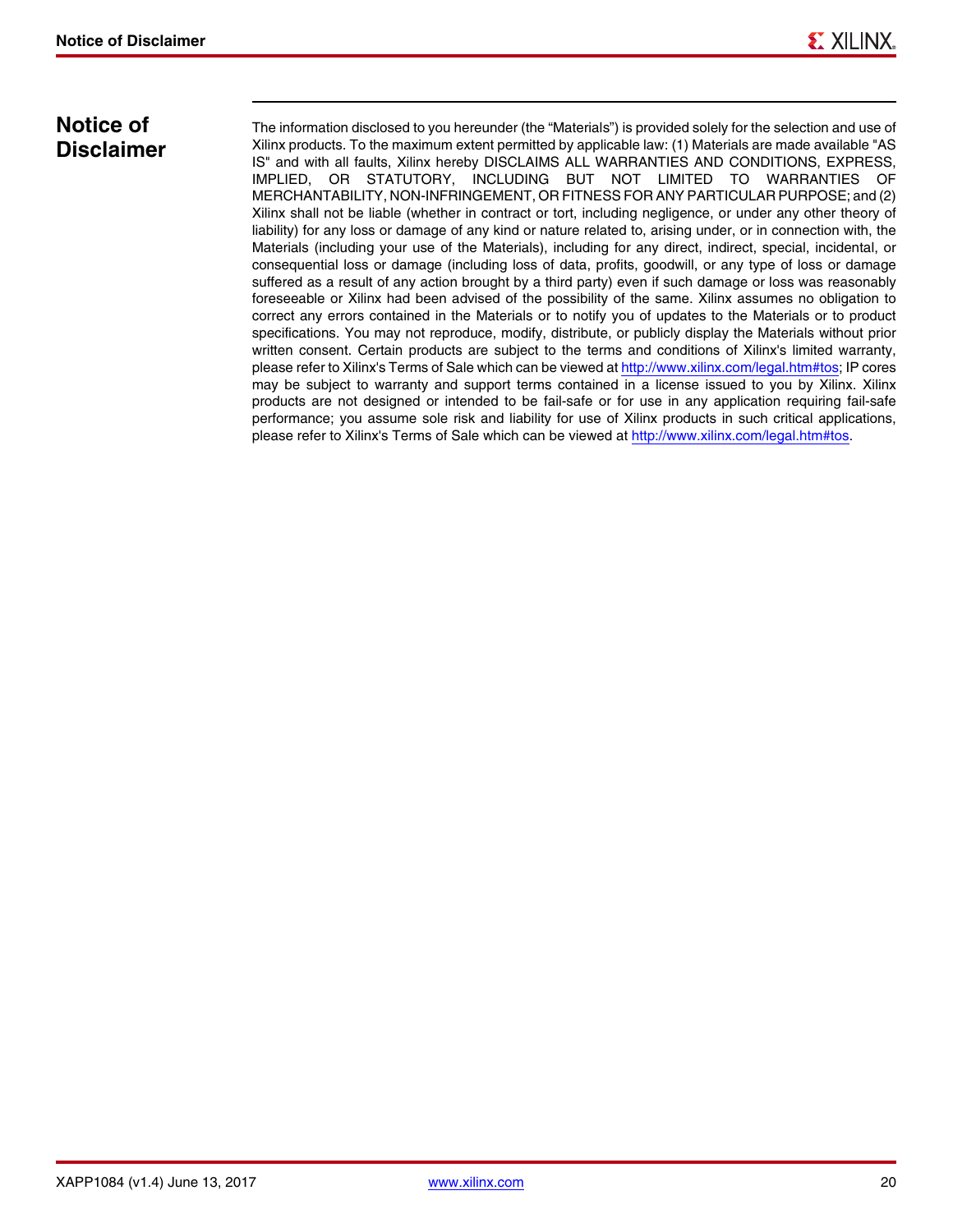## Notice of Disclaimer

The information disclosed to you hereunder (the "Materials") is provided solely for the selection and use of Xilinx products. To the maximum extent permitted by applicable law: (1) Materials are made available "AS IS" and with all faults, Xilinx hereby DISCLAIMS ALL WARRANTIES AND CONDITIONS, EXPRESS, IMPLIED, OR STATUTORY, INCLUDING BUT NOT LIMITED TO WARRANTIES OF MERCHANTABILITY, NON-INFRINGEMENT, OR FITNESS FOR ANY PARTICULAR PURPOSE; and (2) Xilinx shall not be liable (whether in contract or tort, including negligence, or under any other theory of liability) for any loss or damage of any kind or nature related to, arising under, or in connection with, the Materials (including your use of the Materials), including for any direct, indirect, special, incidental, or consequential loss or damage (including loss of data, profits, goodwill, or any type of loss or damage suffered as a result of any action brought by a third party) even if such damage or loss was reasonably foreseeable or Xilinx had been advised of the possibility of the same. Xilinx assumes no obligation to correct any errors contained in the Materials or to notify you of updates to the Materials or to product specifications. You may not reproduce, modify, distribute, or publicly display the Materials without prior written consent. Certain products are subject to the terms and conditions of Xilinx's limited warranty, please refer to Xilinx's Terms of Sale which can be viewed at http://www.xilinx.com/legal.htm#tos; IP cores may be subject to warranty and support terms contained in a license issued to you by Xilinx. Xilinx products are not designed or intended to be fail-safe or for use in any application requiring fail-safe performance; you assume sole risk and liability for use of Xilinx products in such critical applications, please refer to Xilinx's Terms of Sale which can be viewed at http://www.xilinx.com/legal.htm#tos.